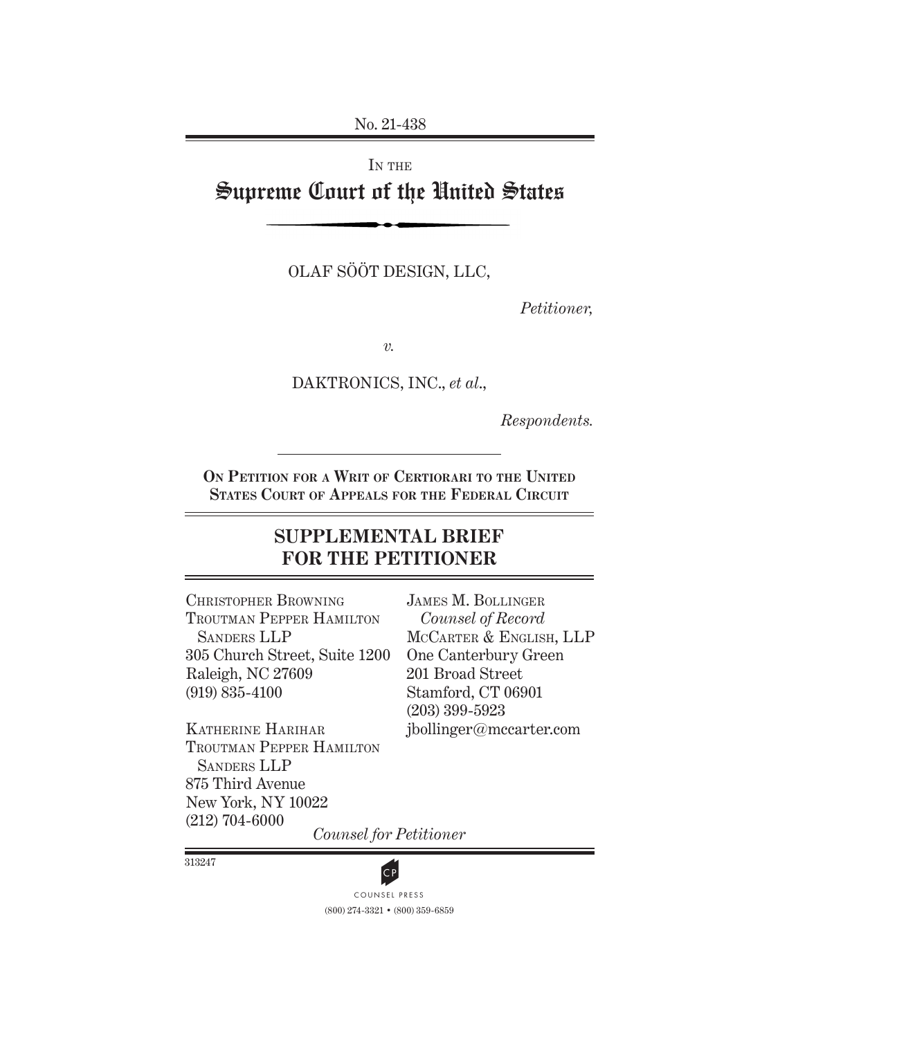No. 21-438

IN THE

# Supreme Court of the United States

OLAF SÖÖT DESIGN, LLC,

*Petitioner,*

*v.*

DAKTRONICS, INC., *et al.*,

*Respondents.*

**ON PETITION FOR A WRIT OF CERTIORARI TO THE UNITED STATES COURT OF APPEALS FOR THE FEDERAL CIRCUIT**

## SUPPLEMENTAL BRIEF FOR THE PETITIONER

JAMES M. BOLLINGER
*Counsel of Record*
MCCARTER & ENGLISH, LLP
One Canterbury Green
201 Broad Street
Stamford, CT 06901
(203) 399-5923
jbollinger@mccarter.com

CHRISTOPHER BROWNING
TROUTMAN PEPPER HAMILTON SANDERS LLP
305 Church Street, Suite 1200
Raleigh, NC 27609
(919) 835-4100

KATHERINE HARIHAR
TROUTMAN PEPPER HAMILTON SANDERS LLP
875 Third Avenue
New York, NY 10022
(212) 704-6000

*Counsel for Petitioner*

313247

COUNSEL PRESS
(800) 274-3321 • (800) 359-6859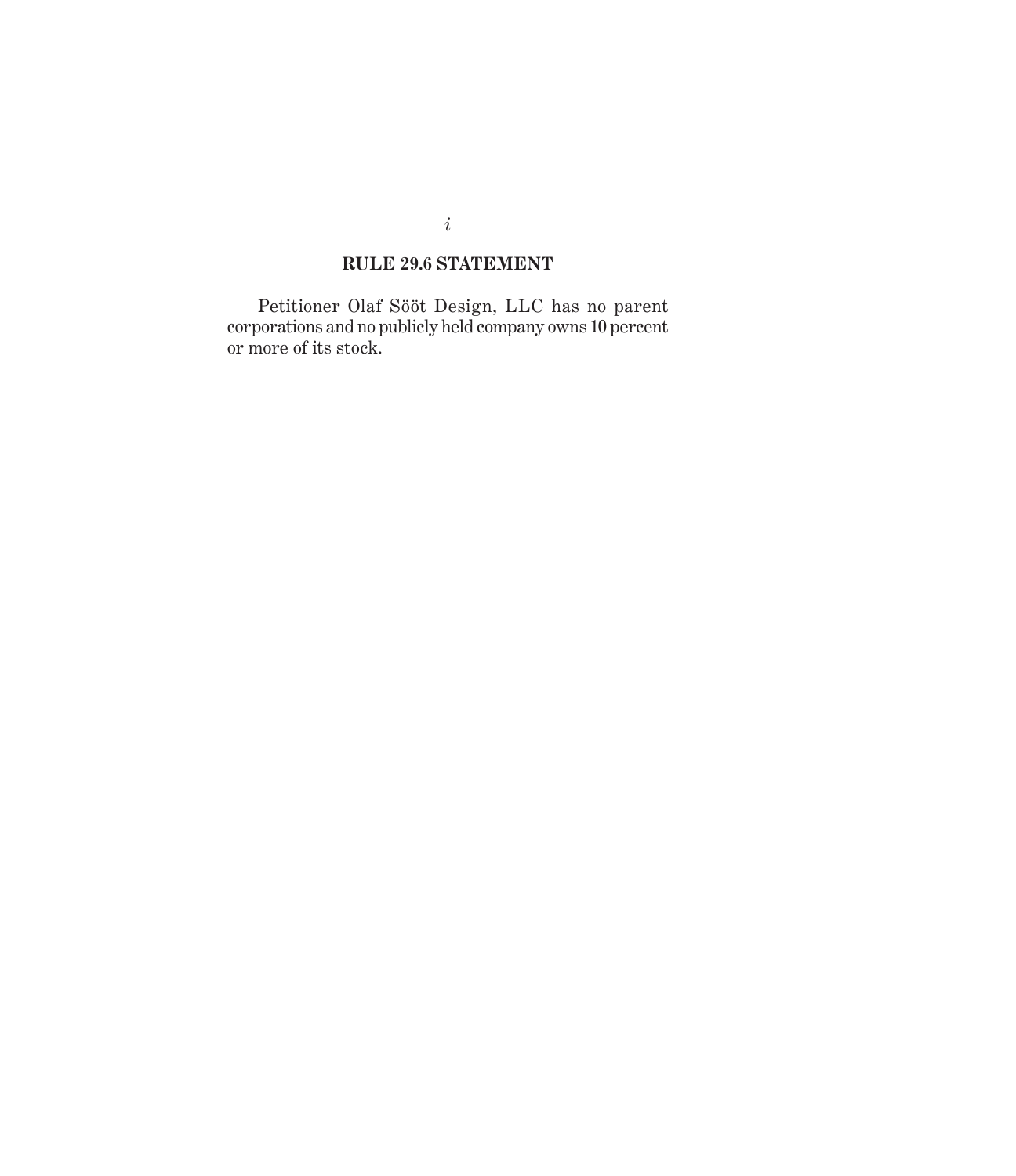## RULE 29.6 STATEMENT

Petitioner Olaf Sööt Design, LLC has no parent corporations and no publicly held company owns 10 percent or more of its stock.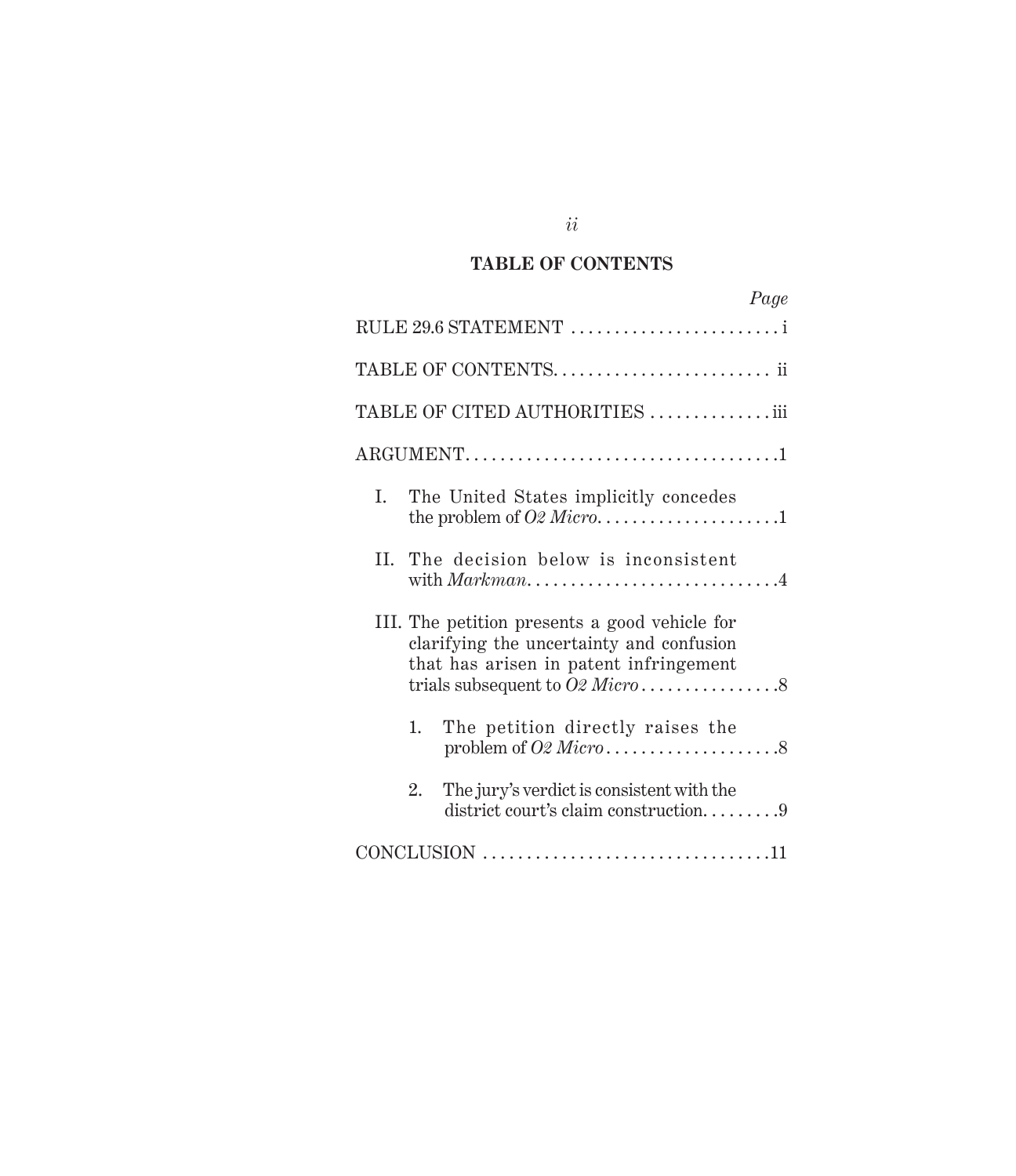## TABLE OF CONTENTS

| | Page |
|---|---|
| RULE 29.6 STATEMENT | i |
| TABLE OF CONTENTS | ii |
| TABLE OF CITED AUTHORITIES | iii |
| ARGUMENT | 1 |
| I. The United States implicitly concedes the problem of *O2 Micro* | 1 |
| II. The decision below is inconsistent with *Markman* | 4 |
| III. The petition presents a good vehicle for clarifying the uncertainty and confusion that has arisen in patent infringement trials subsequent to *O2 Micro* | 8 |
| 1. The petition directly raises the problem of *O2 Micro* | 8 |
| 2. The jury's verdict is consistent with the district court's claim construction | 9 |
| CONCLUSION | 11 |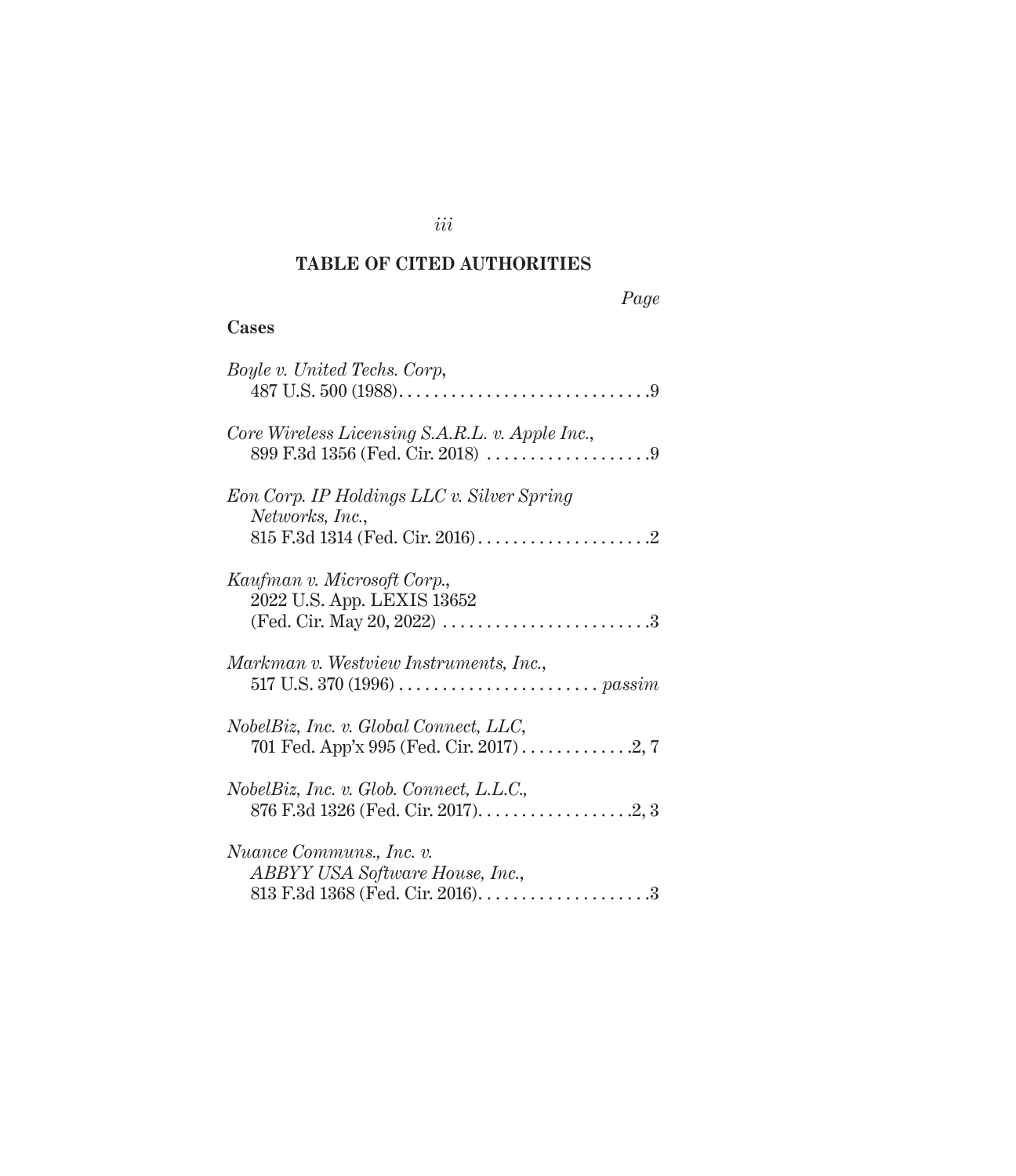## TABLE OF CITED AUTHORITIES

*Page*

### Cases

*Boyle v. United Techs. Corp*,
487 U.S. 500 (1988) . . . . . . . . . . . . . . . . . . . . . . . . . . . . . 9

*Core Wireless Licensing S.A.R.L. v. Apple Inc.*,
899 F.3d 1356 (Fed. Cir. 2018) . . . . . . . . . . . . . . . . . . . 9

*Eon Corp. IP Holdings LLC v. Silver Spring Networks, Inc.*,
815 F.3d 1314 (Fed. Cir. 2016) . . . . . . . . . . . . . . . . . . . . 2

*Kaufman v. Microsoft Corp.*,
2022 U.S. App. LEXIS 13652
(Fed. Cir. May 20, 2022) . . . . . . . . . . . . . . . . . . . . . . . . . 3

*Markman v. Westview Instruments, Inc.*,
517 U.S. 370 (1996) . . . . . . . . . . . . . . . . . . . . . . . *passim*

*NobelBiz, Inc. v. Global Connect, LLC*,
701 Fed. App'x 995 (Fed. Cir. 2017) . . . . . . . . . . . . . 2, 7

*NobelBiz, Inc. v. Glob. Connect, L.L.C.*,
876 F.3d 1326 (Fed. Cir. 2017) . . . . . . . . . . . . . . . . . . 2, 3

*Nuance Communs., Inc. v. ABBYY USA Software House, Inc.*,
813 F.3d 1368 (Fed. Cir. 2016) . . . . . . . . . . . . . . . . . . . . 3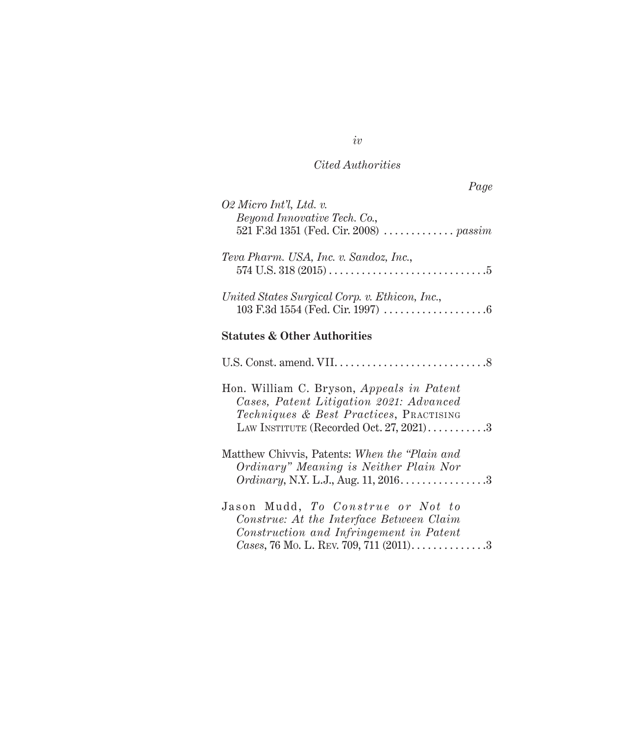*Cited Authorities*

Page

*O2 Micro Int'l, Ltd. v. Beyond Innovative Tech. Co.*, 521 F.3d 1351 (Fed. Cir. 2008) . . . . . . . . . . . . . *passim*

*Teva Pharm. USA, Inc. v. Sandoz, Inc.*, 574 U.S. 318 (2015) . . . . . . . . . . . . . . . . . . . . . . . . . . . . . 5

*United States Surgical Corp. v. Ethicon, Inc.*, 103 F.3d 1554 (Fed. Cir. 1997) . . . . . . . . . . . . . . . . . . . 6

**Statutes & Other Authorities**

U.S. Const. amend. VII. . . . . . . . . . . . . . . . . . . . . . . . . . . . 8

Hon. William C. Bryson, *Appeals in Patent Cases, Patent Litigation 2021: Advanced Techniques & Best Practices*, Practising Law Institute (Recorded Oct. 27, 2021) . . . . . . . . . . . 3

Matthew Chivvis, Patents: *When the "Plain and Ordinary" Meaning is Neither Plain Nor Ordinary*, N.Y. L.J., Aug. 11, 2016 . . . . . . . . . . . . . . . . 3

Jason Mudd, *To Construe or Not to Construe: At the Interface Between Claim Construction and Infringement in Patent Cases*, 76 Mo. L. Rev. 709, 711 (2011) . . . . . . . . . . . . . 3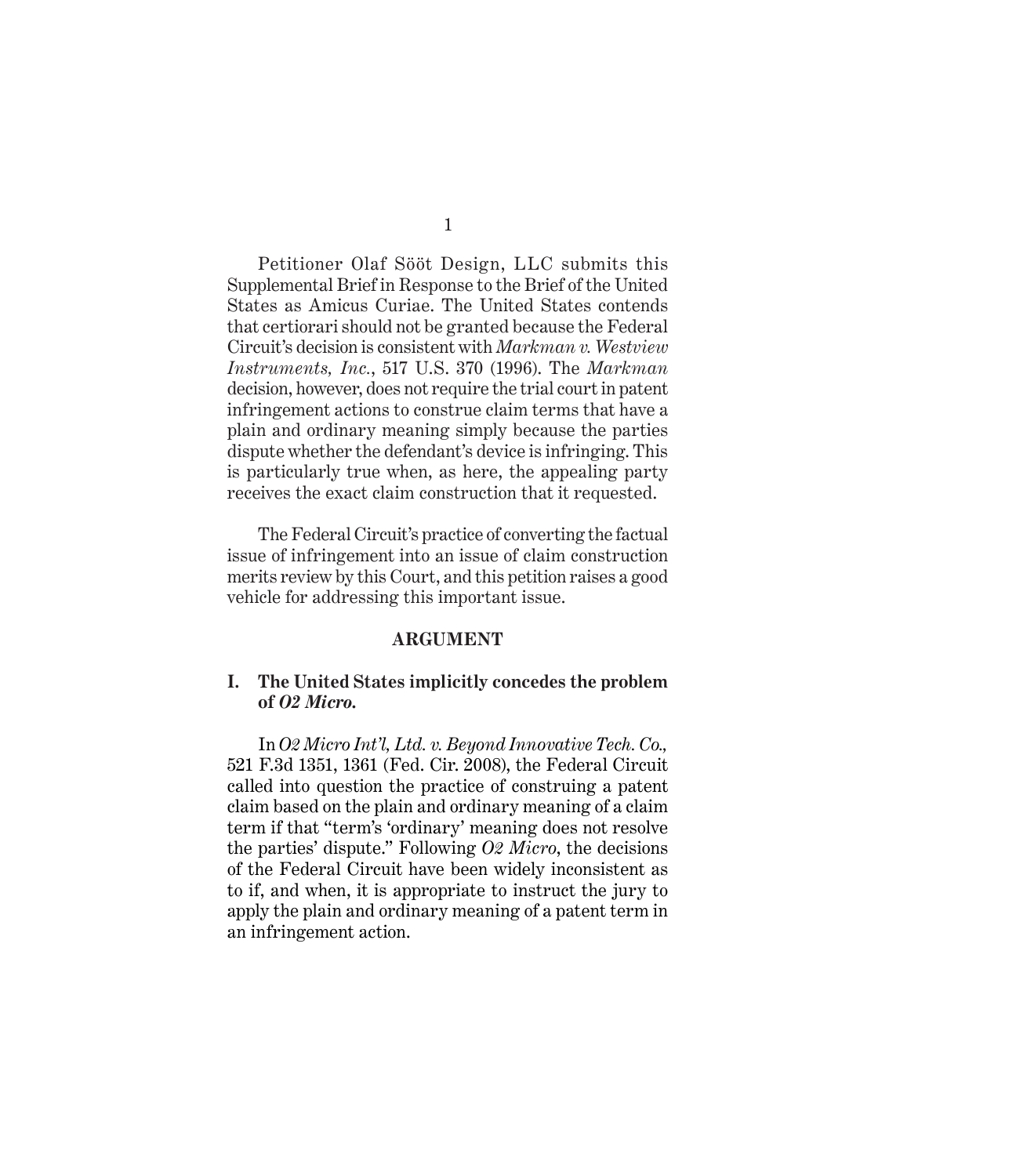Petitioner Olaf Sööt Design, LLC submits this Supplemental Brief in Response to the Brief of the United States as Amicus Curiae. The United States contends that certiorari should not be granted because the Federal Circuit's decision is consistent with *Markman v. Westview Instruments, Inc.*, 517 U.S. 370 (1996). The *Markman* decision, however, does not require the trial court in patent infringement actions to construe claim terms that have a plain and ordinary meaning simply because the parties dispute whether the defendant's device is infringing. This is particularly true when, as here, the appealing party receives the exact claim construction that it requested.

The Federal Circuit's practice of converting the factual issue of infringement into an issue of claim construction merits review by this Court, and this petition raises a good vehicle for addressing this important issue.

## ARGUMENT

### I. The United States implicitly concedes the problem of *O2 Micro.*

In *O2 Micro Int'l, Ltd. v. Beyond Innovative Tech. Co.,* 521 F.3d 1351, 1361 (Fed. Cir. 2008), the Federal Circuit called into question the practice of construing a patent claim based on the plain and ordinary meaning of a claim term if that "term's 'ordinary' meaning does not resolve the parties' dispute." Following *O2 Micro*, the decisions of the Federal Circuit have been widely inconsistent as to if, and when, it is appropriate to instruct the jury to apply the plain and ordinary meaning of a patent term in an infringement action.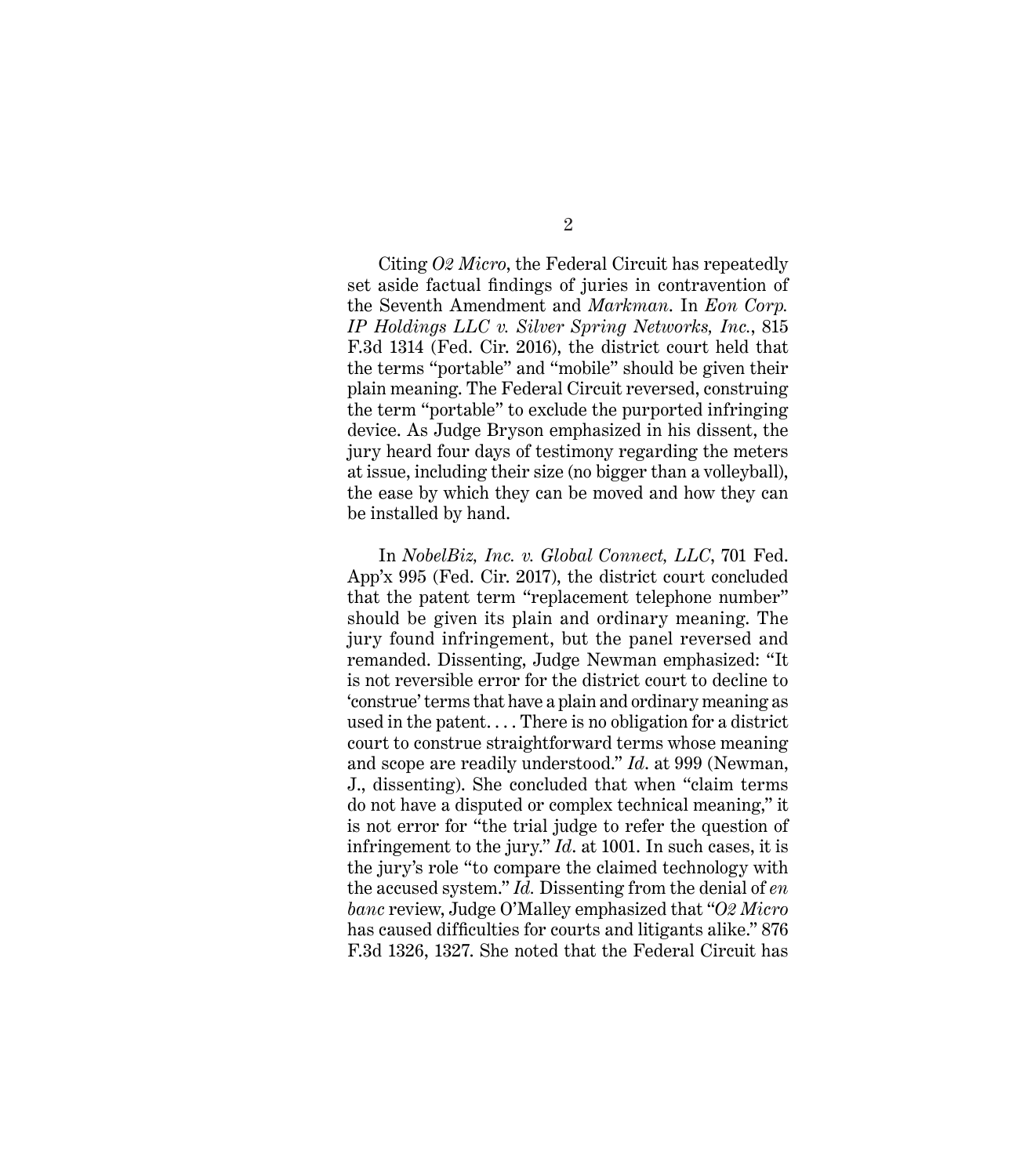Citing *O2 Micro*, the Federal Circuit has repeatedly set aside factual findings of juries in contravention of the Seventh Amendment and *Markman*. In *Eon Corp. IP Holdings LLC v. Silver Spring Networks, Inc.*, 815 F.3d 1314 (Fed. Cir. 2016), the district court held that the terms "portable" and "mobile" should be given their plain meaning. The Federal Circuit reversed, construing the term "portable" to exclude the purported infringing device. As Judge Bryson emphasized in his dissent, the jury heard four days of testimony regarding the meters at issue, including their size (no bigger than a volleyball), the ease by which they can be moved and how they can be installed by hand.

In *NobelBiz, Inc. v. Global Connect, LLC*, 701 Fed. App'x 995 (Fed. Cir. 2017), the district court concluded that the patent term "replacement telephone number" should be given its plain and ordinary meaning. The jury found infringement, but the panel reversed and remanded. Dissenting, Judge Newman emphasized: "It is not reversible error for the district court to decline to 'construe' terms that have a plain and ordinary meaning as used in the patent. . . . There is no obligation for a district court to construe straightforward terms whose meaning and scope are readily understood." *Id*. at 999 (Newman, J., dissenting). She concluded that when "claim terms do not have a disputed or complex technical meaning," it is not error for "the trial judge to refer the question of infringement to the jury." *Id*. at 1001. In such cases, it is the jury's role "to compare the claimed technology with the accused system." *Id.* Dissenting from the denial of *en banc* review, Judge O'Malley emphasized that "*O2 Micro* has caused difficulties for courts and litigants alike." 876 F.3d 1326, 1327. She noted that the Federal Circuit has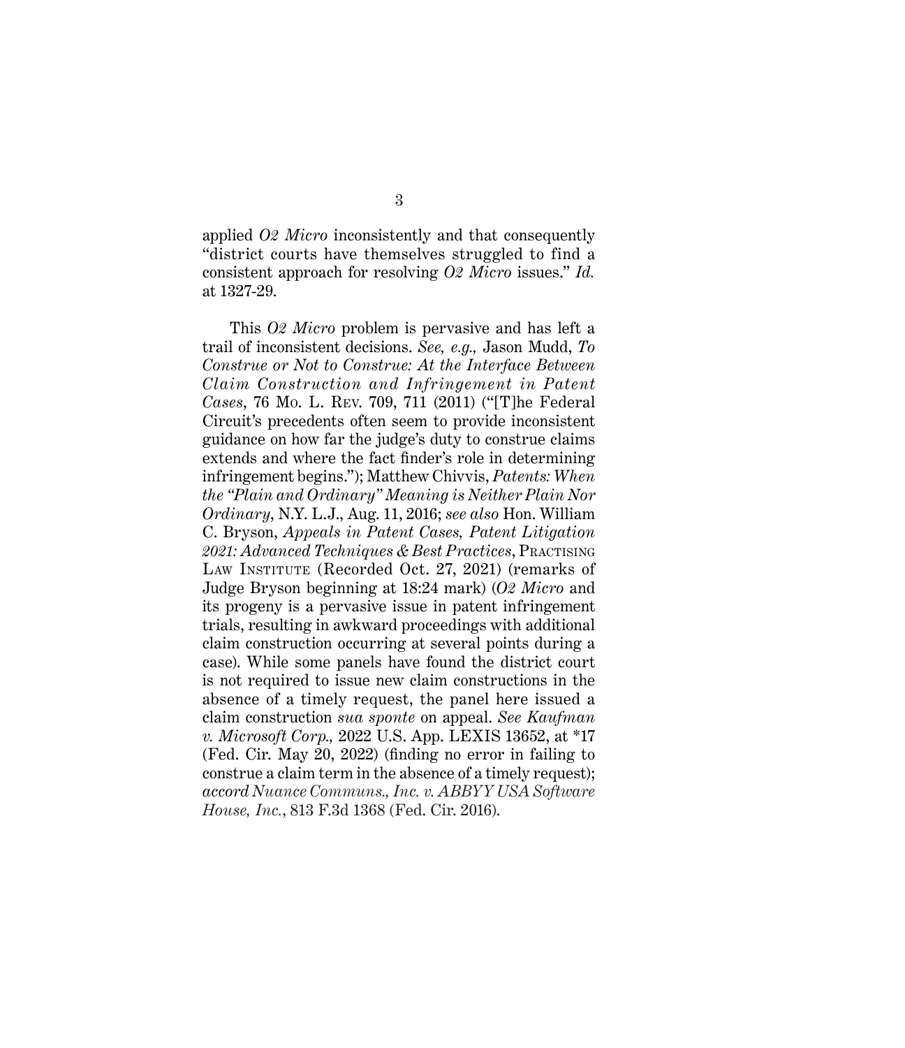applied *O2 Micro* inconsistently and that consequently "district courts have themselves struggled to find a consistent approach for resolving *O2 Micro* issues." *Id.* at 1327-29.

This *O2 Micro* problem is pervasive and has left a trail of inconsistent decisions. *See, e.g.,* Jason Mudd, *To Construe or Not to Construe: At the Interface Between Claim Construction and Infringement in Patent Cases*, 76 Mo. L. Rev. 709, 711 (2011) ("[T]he Federal Circuit's precedents often seem to provide inconsistent guidance on how far the judge's duty to construe claims extends and where the fact finder's role in determining infringement begins."); Matthew Chivvis, *Patents: When the "Plain and Ordinary" Meaning is Neither Plain Nor Ordinary*, N.Y. L.J., Aug. 11, 2016; *see also* Hon. William C. Bryson, *Appeals in Patent Cases, Patent Litigation 2021: Advanced Techniques & Best Practices*, Practising Law Institute (Recorded Oct. 27, 2021) (remarks of Judge Bryson beginning at 18:24 mark) (*O2 Micro* and its progeny is a pervasive issue in patent infringement trials, resulting in awkward proceedings with additional claim construction occurring at several points during a case). While some panels have found the district court is not required to issue new claim constructions in the absence of a timely request, the panel here issued a claim construction *sua sponte* on appeal. *See Kaufman v. Microsoft Corp.,* 2022 U.S. App. LEXIS 13652, at *17 (Fed. Cir. May 20, 2022) (finding no error in failing to construe a claim term in the absence of a timely request); *accord Nuance Communs., Inc. v. ABBYY USA Software House, Inc.*, 813 F.3d 1368 (Fed. Cir. 2016).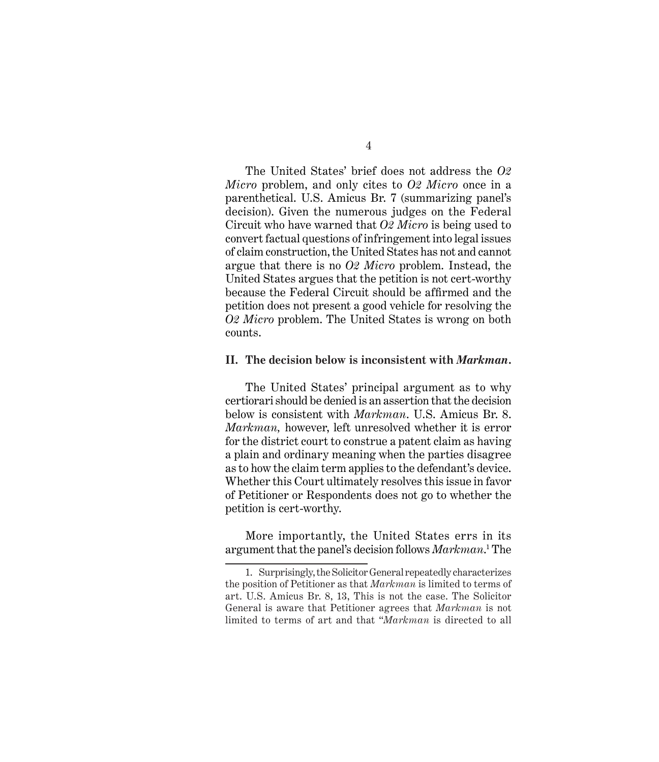The United States' brief does not address the *O2 Micro* problem, and only cites to *O2 Micro* once in a parenthetical. U.S. Amicus Br. 7 (summarizing panel's decision). Given the numerous judges on the Federal Circuit who have warned that *O2 Micro* is being used to convert factual questions of infringement into legal issues of claim construction, the United States has not and cannot argue that there is no *O2 Micro* problem. Instead, the United States argues that the petition is not cert-worthy because the Federal Circuit should be affirmed and the petition does not present a good vehicle for resolving the *O2 Micro* problem. The United States is wrong on both counts.

## II. The decision below is inconsistent with *Markman*.

The United States' principal argument as to why certiorari should be denied is an assertion that the decision below is consistent with *Markman*. U.S. Amicus Br. 8. *Markman,* however, left unresolved whether it is error for the district court to construe a patent claim as having a plain and ordinary meaning when the parties disagree as to how the claim term applies to the defendant's device. Whether this Court ultimately resolves this issue in favor of Petitioner or Respondents does not go to whether the petition is cert-worthy.

More importantly, the United States errs in its argument that the panel's decision follows *Markman*.[1] The

---

1. Surprisingly, the Solicitor General repeatedly characterizes the position of Petitioner as that *Markman* is limited to terms of art. U.S. Amicus Br. 8, 13, This is not the case. The Solicitor General is aware that Petitioner agrees that *Markman* is not limited to terms of art and that "*Markman* is directed to all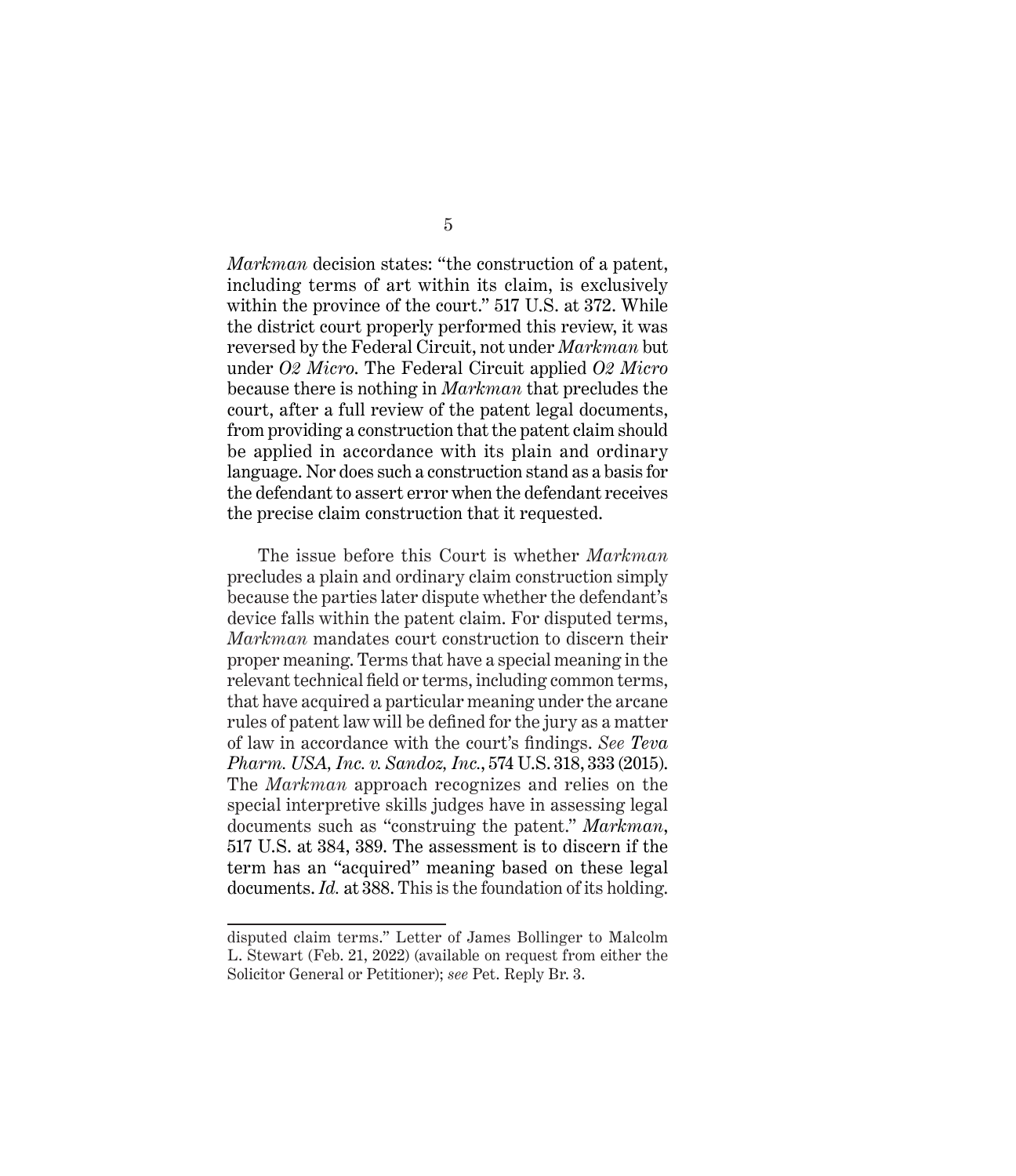*Markman* decision states: "the construction of a patent, including terms of art within its claim, is exclusively within the province of the court." 517 U.S. at 372. While the district court properly performed this review, it was reversed by the Federal Circuit, not under *Markman* but under *O2 Micro*. The Federal Circuit applied *O2 Micro* because there is nothing in *Markman* that precludes the court, after a full review of the patent legal documents, from providing a construction that the patent claim should be applied in accordance with its plain and ordinary language. Nor does such a construction stand as a basis for the defendant to assert error when the defendant receives the precise claim construction that it requested.

The issue before this Court is whether *Markman* precludes a plain and ordinary claim construction simply because the parties later dispute whether the defendant's device falls within the patent claim. For disputed terms, *Markman* mandates court construction to discern their proper meaning. Terms that have a special meaning in the relevant technical field or terms, including common terms, that have acquired a particular meaning under the arcane rules of patent law will be defined for the jury as a matter of law in accordance with the court's findings. *See Teva Pharm. USA, Inc. v. Sandoz, Inc.*, 574 U.S. 318, 333 (2015). The *Markman* approach recognizes and relies on the special interpretive skills judges have in assessing legal documents such as "construing the patent." *Markman*, 517 U.S. at 384, 389. The assessment is to discern if the term has an "acquired" meaning based on these legal documents. *Id.* at 388. This is the foundation of its holding.

---

disputed claim terms." Letter of James Bollinger to Malcolm L. Stewart (Feb. 21, 2022) (available on request from either the Solicitor General or Petitioner); *see* Pet. Reply Br. 3.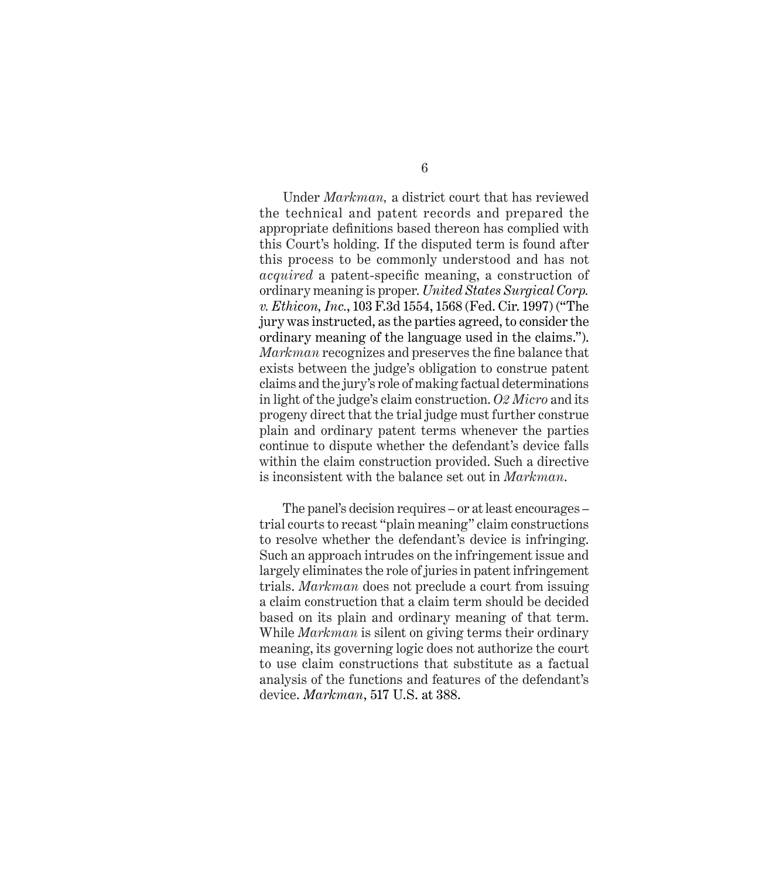Under *Markman,* a district court that has reviewed the technical and patent records and prepared the appropriate definitions based thereon has complied with this Court's holding. If the disputed term is found after this process to be commonly understood and has not *acquired* a patent-specific meaning, a construction of ordinary meaning is proper. *United States Surgical Corp. v. Ethicon, Inc.*, 103 F.3d 1554, 1568 (Fed. Cir. 1997) ("The jury was instructed, as the parties agreed, to consider the ordinary meaning of the language used in the claims."). *Markman* recognizes and preserves the fine balance that exists between the judge's obligation to construe patent claims and the jury's role of making factual determinations in light of the judge's claim construction. *O2 Micro* and its progeny direct that the trial judge must further construe plain and ordinary patent terms whenever the parties continue to dispute whether the defendant's device falls within the claim construction provided. Such a directive is inconsistent with the balance set out in *Markman*.

The panel's decision requires – or at least encourages – trial courts to recast "plain meaning" claim constructions to resolve whether the defendant's device is infringing. Such an approach intrudes on the infringement issue and largely eliminates the role of juries in patent infringement trials. *Markman* does not preclude a court from issuing a claim construction that a claim term should be decided based on its plain and ordinary meaning of that term. While *Markman* is silent on giving terms their ordinary meaning, its governing logic does not authorize the court to use claim constructions that substitute as a factual analysis of the functions and features of the defendant's device. *Markman*, 517 U.S. at 388.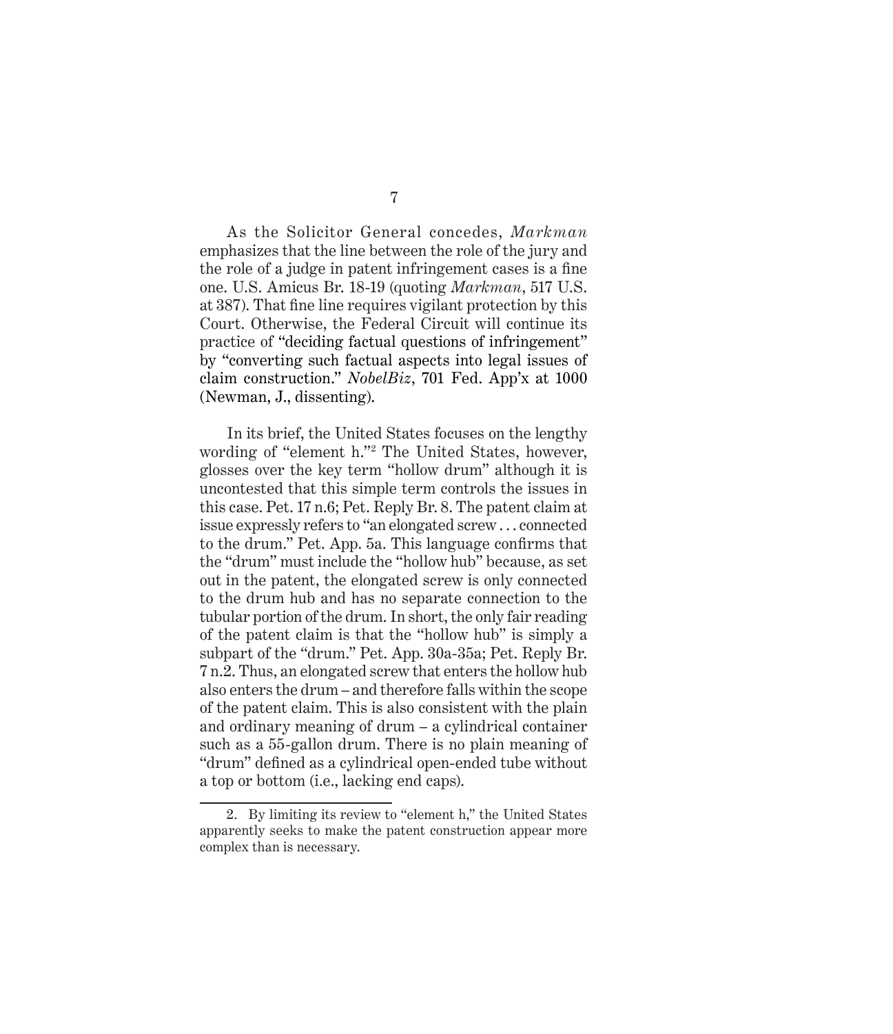As the Solicitor General concedes, *Markman* emphasizes that the line between the role of the jury and the role of a judge in patent infringement cases is a fine one. U.S. Amicus Br. 18-19 (quoting *Markman*, 517 U.S. at 387). That fine line requires vigilant protection by this Court. Otherwise, the Federal Circuit will continue its practice of "deciding factual questions of infringement" by "converting such factual aspects into legal issues of claim construction." *NobelBiz*, 701 Fed. App'x at 1000 (Newman, J., dissenting).

In its brief, the United States focuses on the lengthy wording of "element h."[2] The United States, however, glosses over the key term "hollow drum" although it is uncontested that this simple term controls the issues in this case. Pet. 17 n.6; Pet. Reply Br. 8. The patent claim at issue expressly refers to "an elongated screw . . . connected to the drum." Pet. App. 5a. This language confirms that the "drum" must include the "hollow hub" because, as set out in the patent, the elongated screw is only connected to the drum hub and has no separate connection to the tubular portion of the drum. In short, the only fair reading of the patent claim is that the "hollow hub" is simply a subpart of the "drum." Pet. App. 30a-35a; Pet. Reply Br. 7 n.2. Thus, an elongated screw that enters the hollow hub also enters the drum – and therefore falls within the scope of the patent claim. This is also consistent with the plain and ordinary meaning of drum – a cylindrical container such as a 55-gallon drum. There is no plain meaning of "drum" defined as a cylindrical open-ended tube without a top or bottom (i.e., lacking end caps).

---

2. By limiting its review to "element h," the United States apparently seeks to make the patent construction appear more complex than is necessary.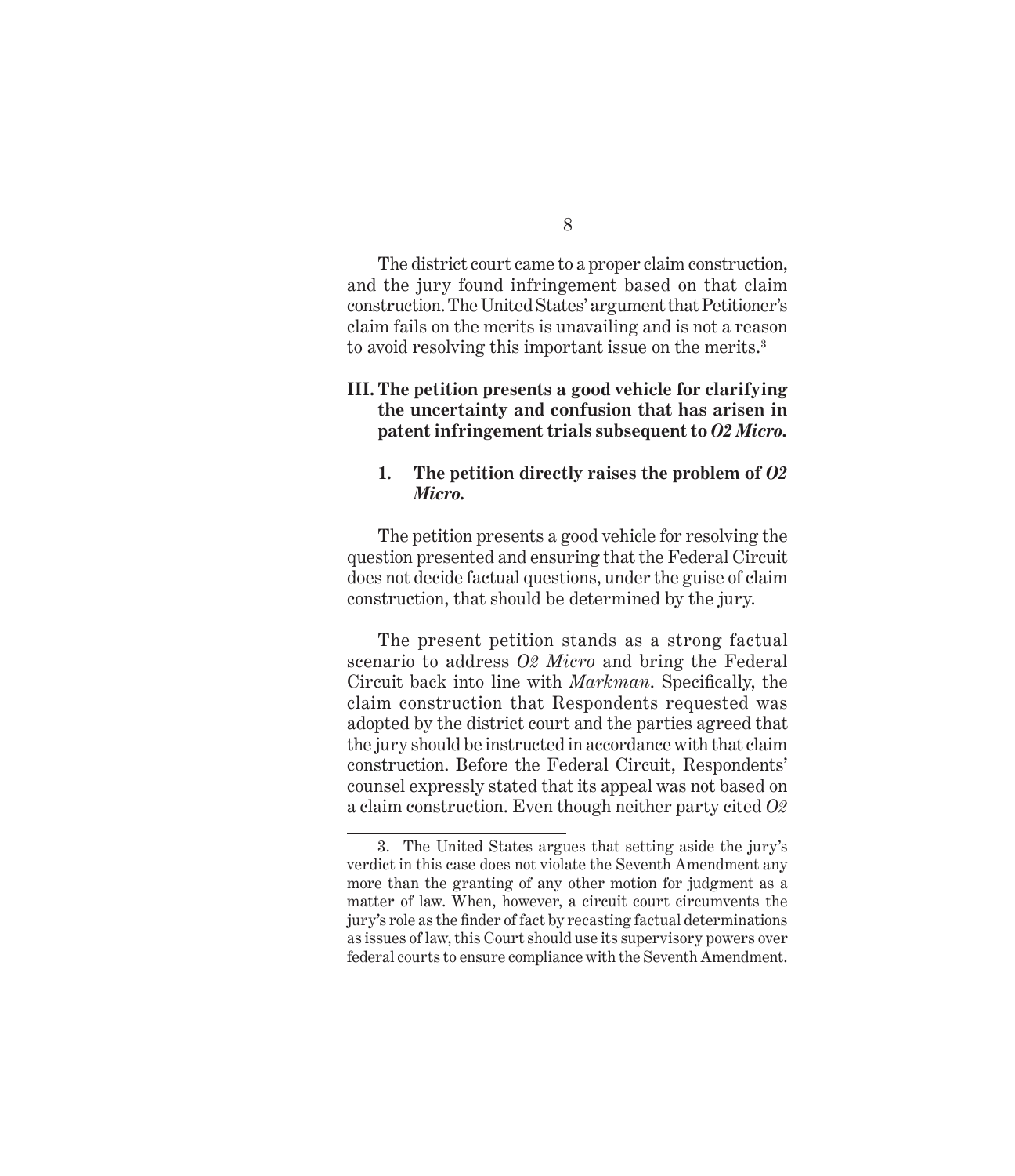The district court came to a proper claim construction, and the jury found infringement based on that claim construction. The United States' argument that Petitioner's claim fails on the merits is unavailing and is not a reason to avoid resolving this important issue on the merits.[3]

## III. The petition presents a good vehicle for clarifying the uncertainty and confusion that has arisen in patent infringement trials subsequent to *O2 Micro.*

### 1. The petition directly raises the problem of *O2 Micro.*

The petition presents a good vehicle for resolving the question presented and ensuring that the Federal Circuit does not decide factual questions, under the guise of claim construction, that should be determined by the jury.

The present petition stands as a strong factual scenario to address *O2 Micro* and bring the Federal Circuit back into line with *Markman*. Specifically, the claim construction that Respondents requested was adopted by the district court and the parties agreed that the jury should be instructed in accordance with that claim construction. Before the Federal Circuit, Respondents' counsel expressly stated that its appeal was not based on a claim construction. Even though neither party cited *O2*

---

3. The United States argues that setting aside the jury's verdict in this case does not violate the Seventh Amendment any more than the granting of any other motion for judgment as a matter of law. When, however, a circuit court circumvents the jury's role as the finder of fact by recasting factual determinations as issues of law, this Court should use its supervisory powers over federal courts to ensure compliance with the Seventh Amendment.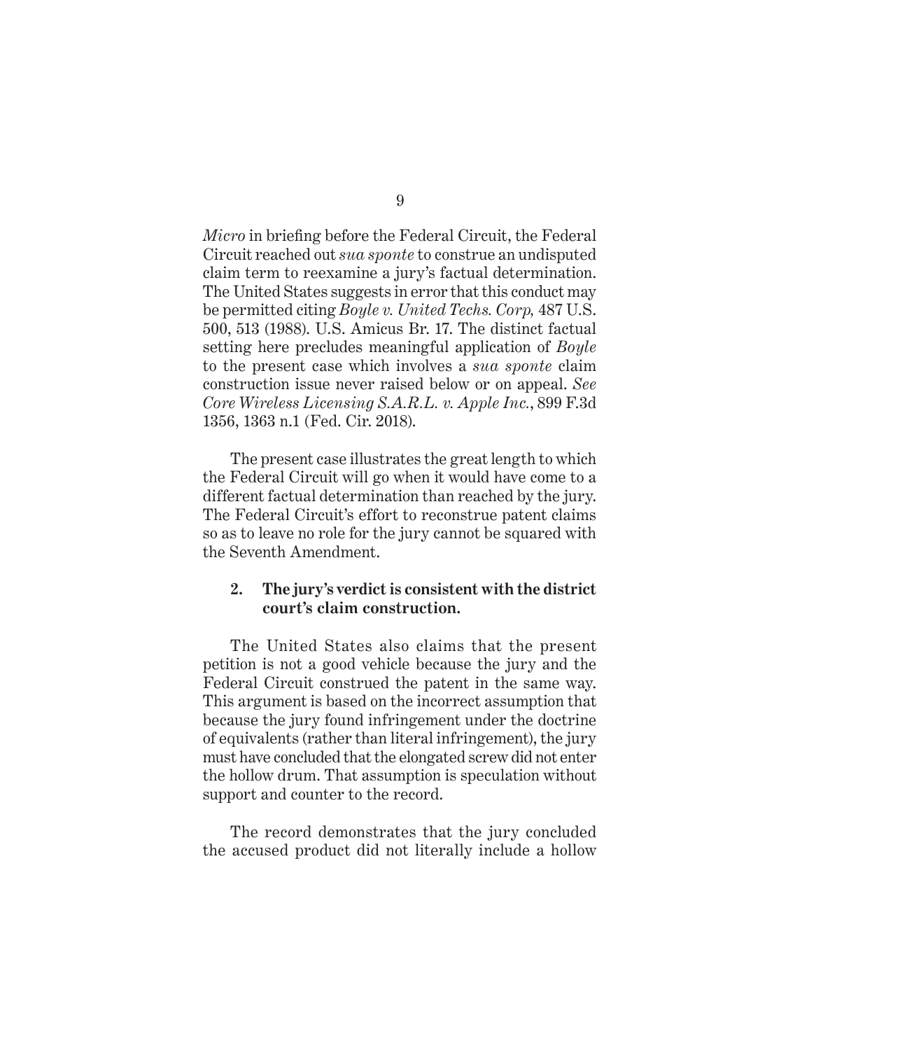*Micro* in briefing before the Federal Circuit, the Federal Circuit reached out *sua sponte* to construe an undisputed claim term to reexamine a jury's factual determination. The United States suggests in error that this conduct may be permitted citing *Boyle v. United Techs. Corp,* 487 U.S. 500, 513 (1988). U.S. Amicus Br. 17. The distinct factual setting here precludes meaningful application of *Boyle* to the present case which involves a *sua sponte* claim construction issue never raised below or on appeal. *See Core Wireless Licensing S.A.R.L. v. Apple Inc.*, 899 F.3d 1356, 1363 n.1 (Fed. Cir. 2018).

The present case illustrates the great length to which the Federal Circuit will go when it would have come to a different factual determination than reached by the jury. The Federal Circuit's effort to reconstrue patent claims so as to leave no role for the jury cannot be squared with the Seventh Amendment.

**2. The jury's verdict is consistent with the district court's claim construction.**

The United States also claims that the present petition is not a good vehicle because the jury and the Federal Circuit construed the patent in the same way. This argument is based on the incorrect assumption that because the jury found infringement under the doctrine of equivalents (rather than literal infringement), the jury must have concluded that the elongated screw did not enter the hollow drum. That assumption is speculation without support and counter to the record.

The record demonstrates that the jury concluded the accused product did not literally include a hollow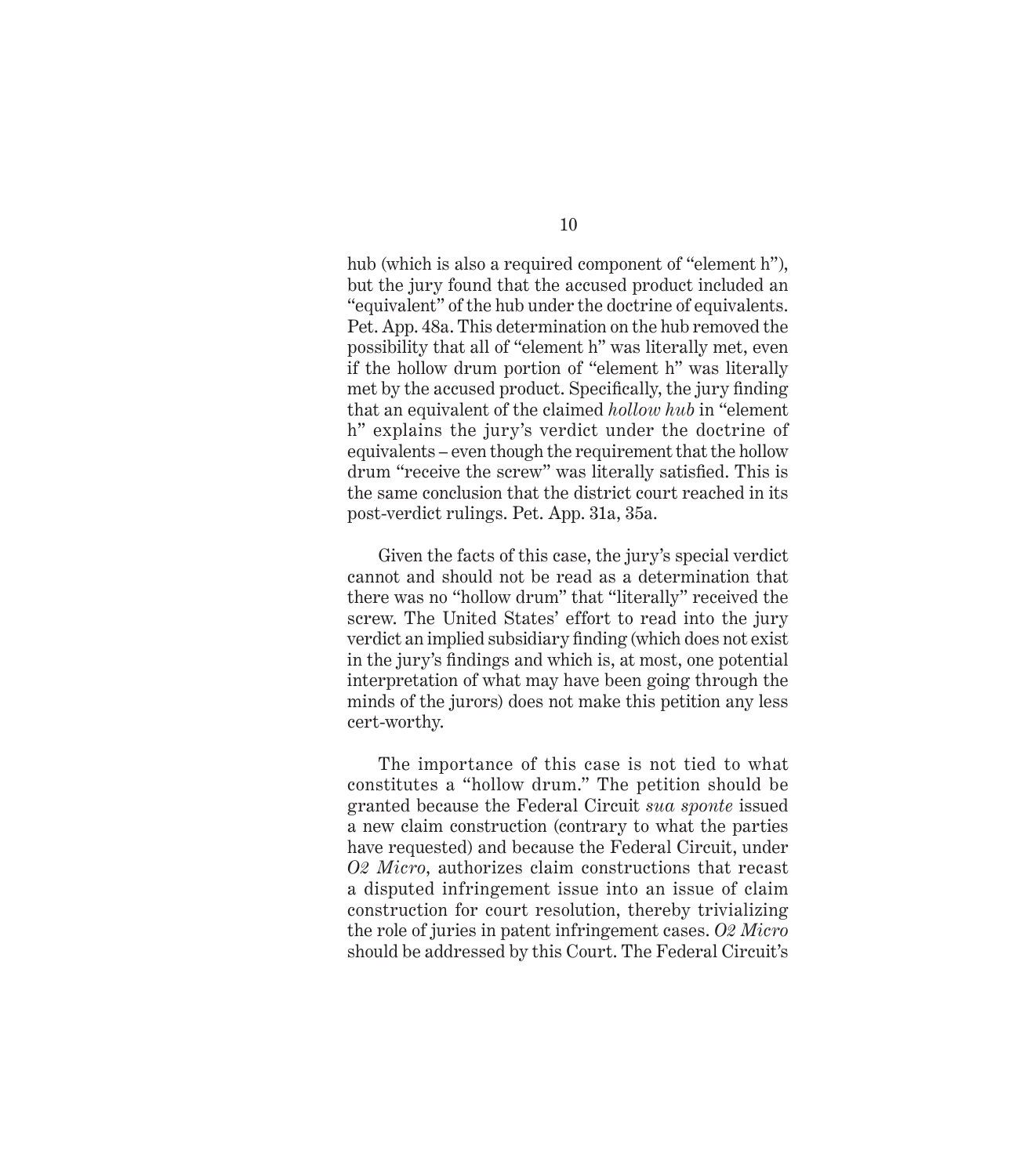hub (which is also a required component of "element h"), but the jury found that the accused product included an "equivalent" of the hub under the doctrine of equivalents. Pet. App. 48a. This determination on the hub removed the possibility that all of "element h" was literally met, even if the hollow drum portion of "element h" was literally met by the accused product. Specifically, the jury finding that an equivalent of the claimed *hollow hub* in "element h" explains the jury's verdict under the doctrine of equivalents – even though the requirement that the hollow drum "receive the screw" was literally satisfied. This is the same conclusion that the district court reached in its post-verdict rulings. Pet. App. 31a, 35a.

Given the facts of this case, the jury's special verdict cannot and should not be read as a determination that there was no "hollow drum" that "literally" received the screw. The United States' effort to read into the jury verdict an implied subsidiary finding (which does not exist in the jury's findings and which is, at most, one potential interpretation of what may have been going through the minds of the jurors) does not make this petition any less cert-worthy.

The importance of this case is not tied to what constitutes a "hollow drum." The petition should be granted because the Federal Circuit *sua sponte* issued a new claim construction (contrary to what the parties have requested) and because the Federal Circuit, under *O2 Micro*, authorizes claim constructions that recast a disputed infringement issue into an issue of claim construction for court resolution, thereby trivializing the role of juries in patent infringement cases. *O2 Micro* should be addressed by this Court. The Federal Circuit's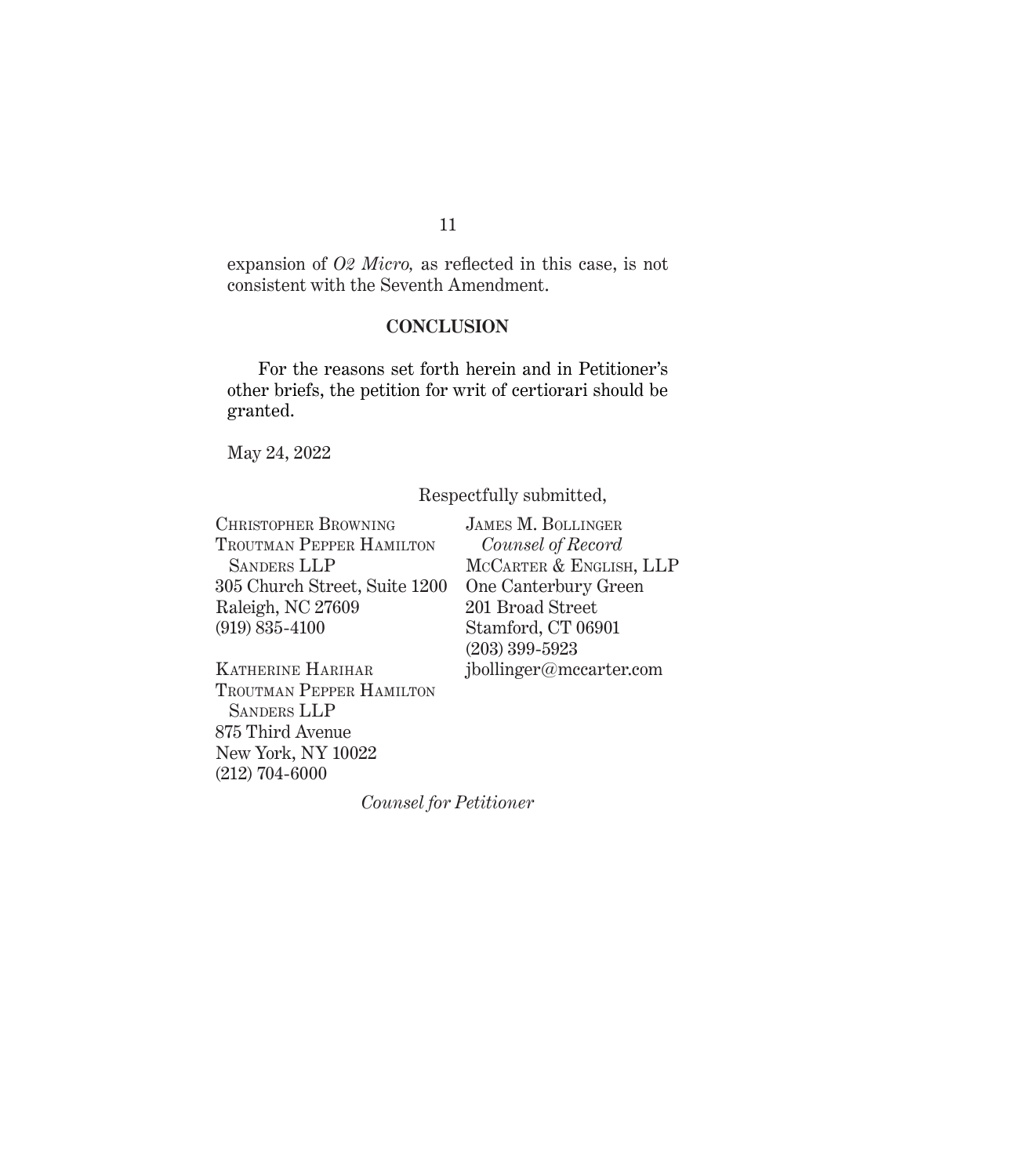expansion of *O2 Micro,* as reflected in this case, is not consistent with the Seventh Amendment.

## CONCLUSION

For the reasons set forth herein and in Petitioner's other briefs, the petition for writ of certiorari should be granted.

May 24, 2022

Respectfully submitted,

James M. Bollinger
*Counsel of Record*
McCarter & English, LLP
One Canterbury Green
201 Broad Street
Stamford, CT 06901
(203) 399-5923
jbollinger@mccarter.com

Christopher Browning
Troutman Pepper Hamilton Sanders LLP
305 Church Street, Suite 1200
Raleigh, NC 27609
(919) 835-4100

Katherine Harihar
Troutman Pepper Hamilton Sanders LLP
875 Third Avenue
New York, NY 10022
(212) 704-6000

*Counsel for Petitioner*